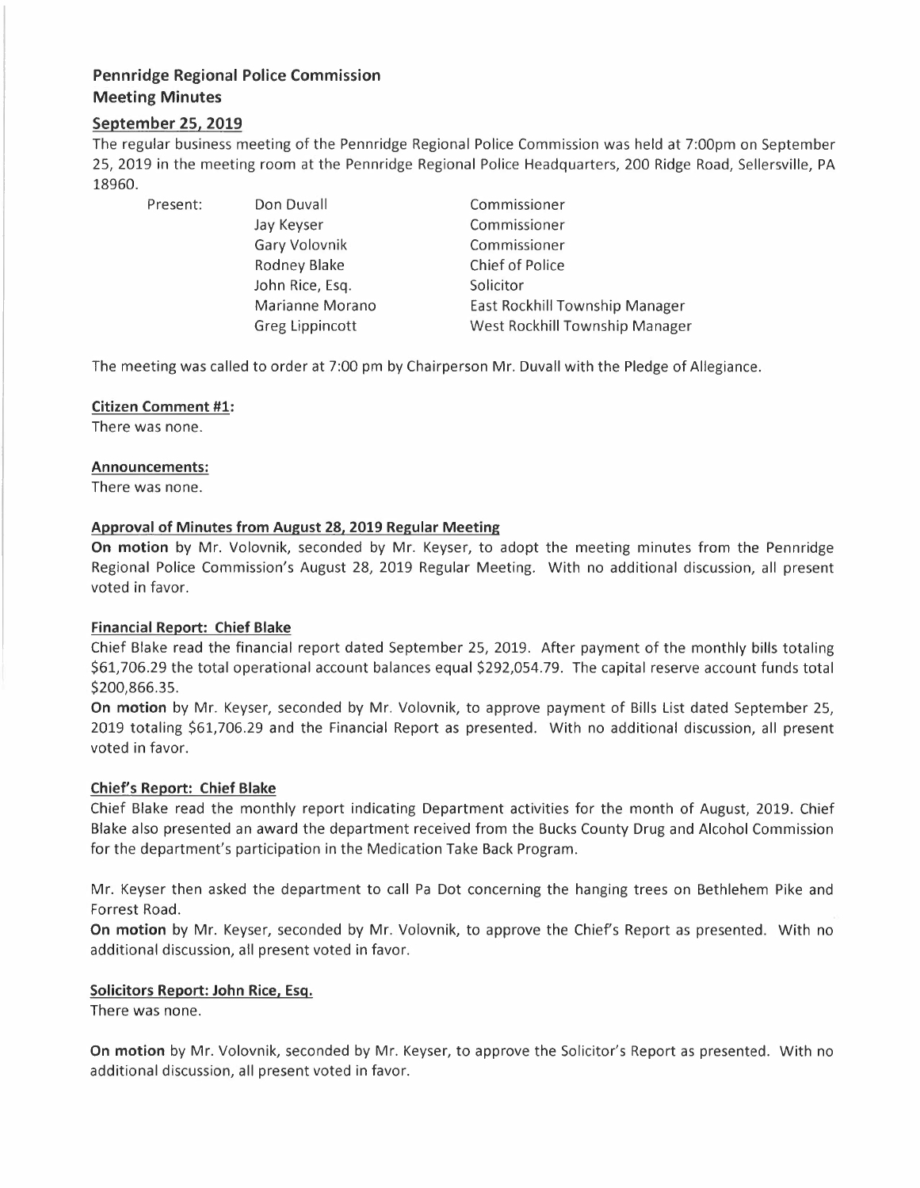# Pennridge Regional Police Commission
## Meeting Minutes

### September 25, 2019

The regular business meeting of the Pennridge Regional Police Commission was held at 7:00pm on September 25, 2019 in the meeting room at the Pennridge Regional Police Headquarters, 200 Ridge Road, Sellersville, PA 18960.

| Present: | | |
|---|---|---|
| | Don Duvall | Commissioner |
| | Jay Keyser | Commissioner |
| | Gary Volovnik | Commissioner |
| | Rodney Blake | Chief of Police |
| | John Rice, Esq. | Solicitor |
| | Marianne Morano | East Rockhill Township Manager |
| | Greg Lippincott | West Rockhill Township Manager |

The meeting was called to order at 7:00 pm by Chairperson Mr. Duvall with the Pledge of Allegiance.

**Citizen Comment #1:**

There was none.

**Announcements:**

There was none.

**Approval of Minutes from August 28, 2019 Regular Meeting**

**On motion** by Mr. Volovnik, seconded by Mr. Keyser, to adopt the meeting minutes from the Pennridge Regional Police Commission's August 28, 2019 Regular Meeting. With no additional discussion, all present voted in favor.

**Financial Report: Chief Blake**

Chief Blake read the financial report dated September 25, 2019. After payment of the monthly bills totaling $61,706.29 the total operational account balances equal $292,054.79. The capital reserve account funds total $200,866.35.

**On motion** by Mr. Keyser, seconded by Mr. Volovnik, to approve payment of Bills List dated September 25, 2019 totaling $61,706.29 and the Financial Report as presented. With no additional discussion, all present voted in favor.

**Chief's Report: Chief Blake**

Chief Blake read the monthly report indicating Department activities for the month of August, 2019. Chief Blake also presented an award the department received from the Bucks County Drug and Alcohol Commission for the department's participation in the Medication Take Back Program.

Mr. Keyser then asked the department to call Pa Dot concerning the hanging trees on Bethlehem Pike and Forrest Road.

**On motion** by Mr. Keyser, seconded by Mr. Volovnik, to approve the Chief's Report as presented. With no additional discussion, all present voted in favor.

**Solicitors Report: John Rice, Esq.**

There was none.

**On motion** by Mr. Volovnik, seconded by Mr. Keyser, to approve the Solicitor's Report as presented. With no additional discussion, all present voted in favor.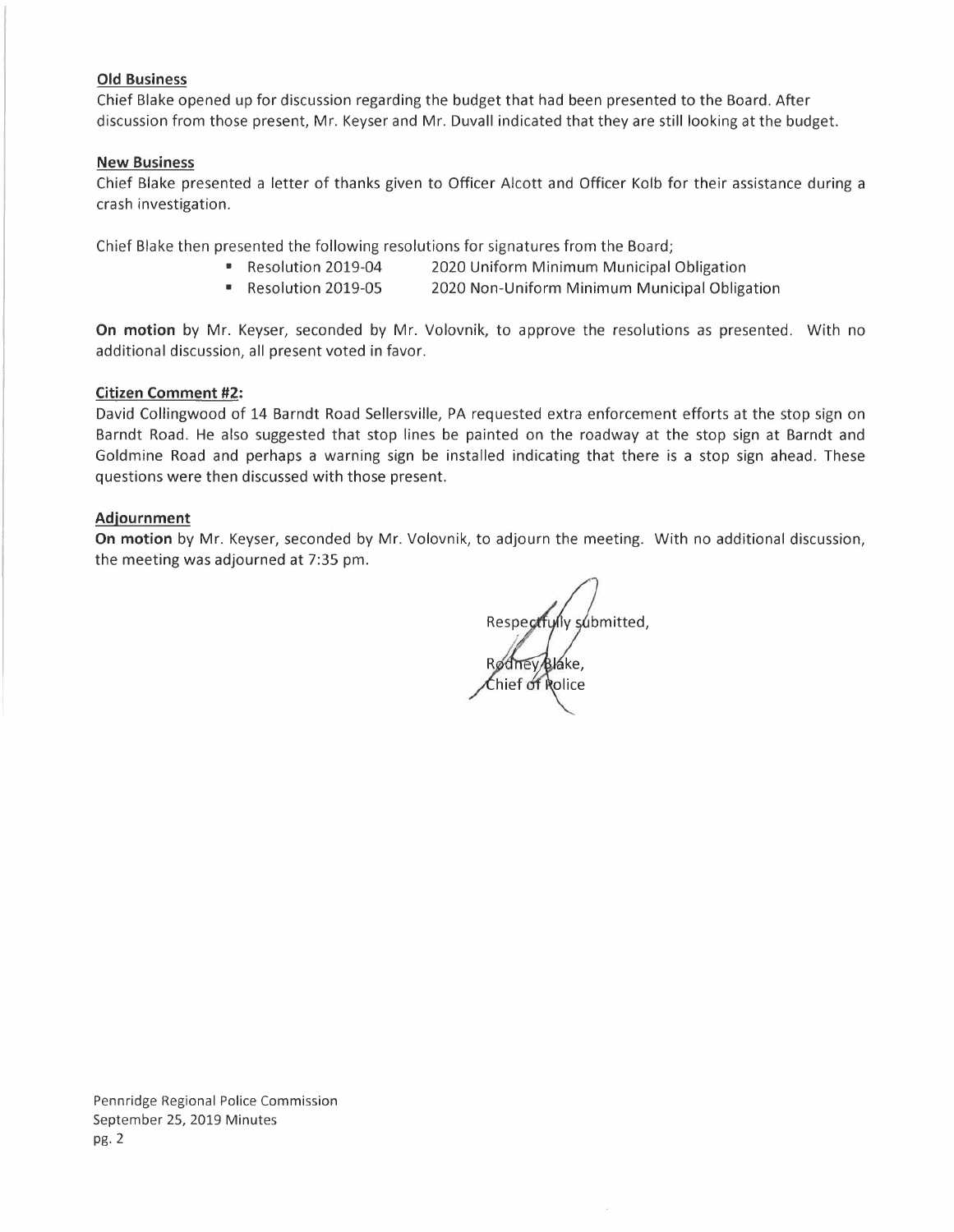**Old Business**

Chief Blake opened up for discussion regarding the budget that had been presented to the Board. After discussion from those present, Mr. Keyser and Mr. Duvall indicated that they are still looking at the budget.

**New Business**

Chief Blake presented a letter of thanks given to Officer Alcott and Officer Kolb for their assistance during a crash investigation.

Chief Blake then presented the following resolutions for signatures from the Board;

- Resolution 2019-04 2020 Uniform Minimum Municipal Obligation
- Resolution 2019-05 2020 Non-Uniform Minimum Municipal Obligation

**On motion** by Mr. Keyser, seconded by Mr. Volovnik, to approve the resolutions as presented. With no additional discussion, all present voted in favor.

**Citizen Comment #2:**

David Collingwood of 14 Barndt Road Sellersville, PA requested extra enforcement efforts at the stop sign on Barndt Road. He also suggested that stop lines be painted on the roadway at the stop sign at Barndt and Goldmine Road and perhaps a warning sign be installed indicating that there is a stop sign ahead. These questions were then discussed with those present.

**Adjournment**

**On motion** by Mr. Keyser, seconded by Mr. Volovnik, to adjourn the meeting. With no additional discussion, the meeting was adjourned at 7:35 pm.

Respectfully submitted,

Rodney Blake,
Chief of Police

Pennridge Regional Police Commission
September 25, 2019 Minutes